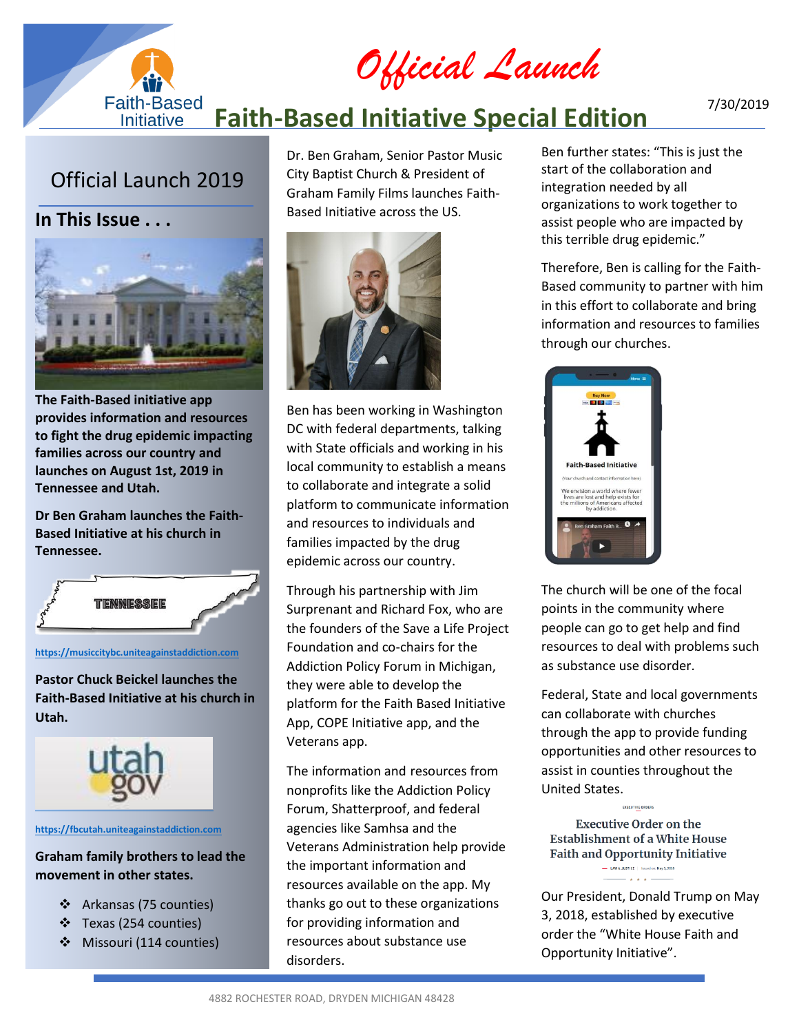# Official Launch

# Faith-Based Initiative Special Edition

7/30/2019

## Official Launch 2019

### In This Issue . . .

**The Faith-Based initiative app provides information and resources to fight the drug epidemic impacting families across our country and launches on August 1st, 2019 in Tennessee and Utah.**

**Dr Ben Graham launches the Faith-Based Initiative at his church in Tennessee.**

https://musiccitybc.uniteagainstaddiction.com

**Pastor Chuck Beickel launches the Faith-Based Initiative at his church in Utah.**

https://fbcutah.uniteagainstaddiction.com

**Graham family brothers to lead the movement in other states.**

- Arkansas (75 counties)
- Texas (254 counties)
- Missouri (114 counties)

Dr. Ben Graham, Senior Pastor Music City Baptist Church & President of Graham Family Films launches Faith-Based Initiative across the US.

Ben has been working in Washington DC with federal departments, talking with State officials and working in his local community to establish a means to collaborate and integrate a solid platform to communicate information and resources to individuals and families impacted by the drug epidemic across our country.

Through his partnership with Jim Surprenant and Richard Fox, who are the founders of the Save a Life Project Foundation and co-chairs for the Addiction Policy Forum in Michigan, they were able to develop the platform for the Faith Based Initiative App, COPE Initiative app, and the Veterans app.

The information and resources from nonprofits like the Addiction Policy Forum, Shatterproof, and federal agencies like Samhsa and the Veterans Administration help provide the important information and resources available on the app. My thanks go out to these organizations for providing information and resources about substance use disorders.

Ben further states: "This is just the start of the collaboration and integration needed by all organizations to work together to assist people who are impacted by this terrible drug epidemic."

Therefore, Ben is calling for the Faith-Based community to partner with him in this effort to collaborate and bring information and resources to families through our churches.

The church will be one of the focal points in the community where people can go to get help and find resources to deal with problems such as substance use disorder.

Federal, State and local governments can collaborate with churches through the app to provide funding opportunities and other resources to assist in counties throughout the United States.

Executive Order on the Establishment of a White House Faith and Opportunity Initiative

Our President, Donald Trump on May 3, 2018, established by executive order the "White House Faith and Opportunity Initiative".

4882 ROCHESTER ROAD, DRYDEN MICHIGAN 48428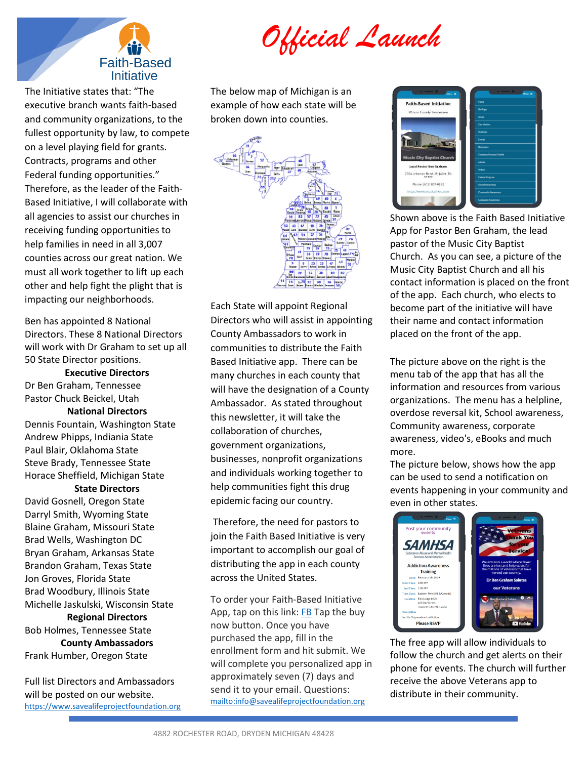# Official Launch

The Initiative states that: "The executive branch wants faith-based and community organizations, to the fullest opportunity by law, to compete on a level playing field for grants. Contracts, programs and other Federal funding opportunities." Therefore, as the leader of the Faith-Based Initiative, I will collaborate with all agencies to assist our churches in receiving funding opportunities to help families in need in all 3,007 counties across our great nation. We must all work together to lift up each other and help fight the plight that is impacting our neighborhoods.

Ben has appointed 8 National Directors. These 8 National Directors will work with Dr Graham to set up all 50 State Director positions.

**Executive Directors**

Dr Ben Graham, Tennessee
Pastor Chuck Beickel, Utah

**National Directors**

Dennis Fountain, Washington State
Andrew Phipps, Indiania State
Paul Blair, Oklahoma State
Steve Brady, Tennessee State
Horace Sheffield, Michigan State

**State Directors**

David Gosnell, Oregon State
Darryl Smith, Wyoming State
Blaine Graham, Missouri State
Brad Wells, Washington DC
Bryan Graham, Arkansas State
Brandon Graham, Texas State
Jon Groves, Florida State
Brad Woodbury, Illinois State
Michelle Jaskulski, Wisconsin State

**Regional Directors**

Bob Holmes, Tennessee State

**County Ambassadors**

Frank Humber, Oregon State

Full list Directors and Ambassadors will be posted on our website.
https://www.savealifeprojectfoundation.org

The below map of Michigan is an example of how each state will be broken down into counties.

Each State will appoint Regional Directors who will assist in appointing County Ambassadors to work in communities to distribute the Faith Based Initiative app. There can be many churches in each county that will have the designation of a County Ambassador. As stated throughout this newsletter, it will take the collaboration of churches, government organizations, businesses, nonprofit organizations and individuals working together to help communities fight this drug epidemic facing our country.

Therefore, the need for pastors to join the Faith Based Initiative is very important to accomplish our goal of distributing the app in each county across the United States.

To order your Faith-Based Initiative App, tap on this link: FB Tap the buy now button. Once you have purchased the app, fill in the enrollment form and hit submit. We will complete you personalized app in approximately seven (7) days and send it to your email. Questions: mailto:info@savealifeprojectfoundation.org

Shown above is the Faith Based Initiative App for Pastor Ben Graham, the lead pastor of the Music City Baptist Church. As you can see, a picture of the Music City Baptist Church and all his contact information is placed on the front of the app. Each church, who elects to become part of the initiative will have their name and contact information placed on the front of the app.

The picture above on the right is the menu tab of the app that has all the information and resources from various organizations. The menu has a helpline, overdose reversal kit, School awareness, Community awareness, corporate awareness, video's, eBooks and much more.

The picture below, shows how the app can be used to send a notification on events happening in your community and even in other states.

The free app will allow individuals to follow the church and get alerts on their phone for events. The church will further receive the above Veterans app to distribute in their community.